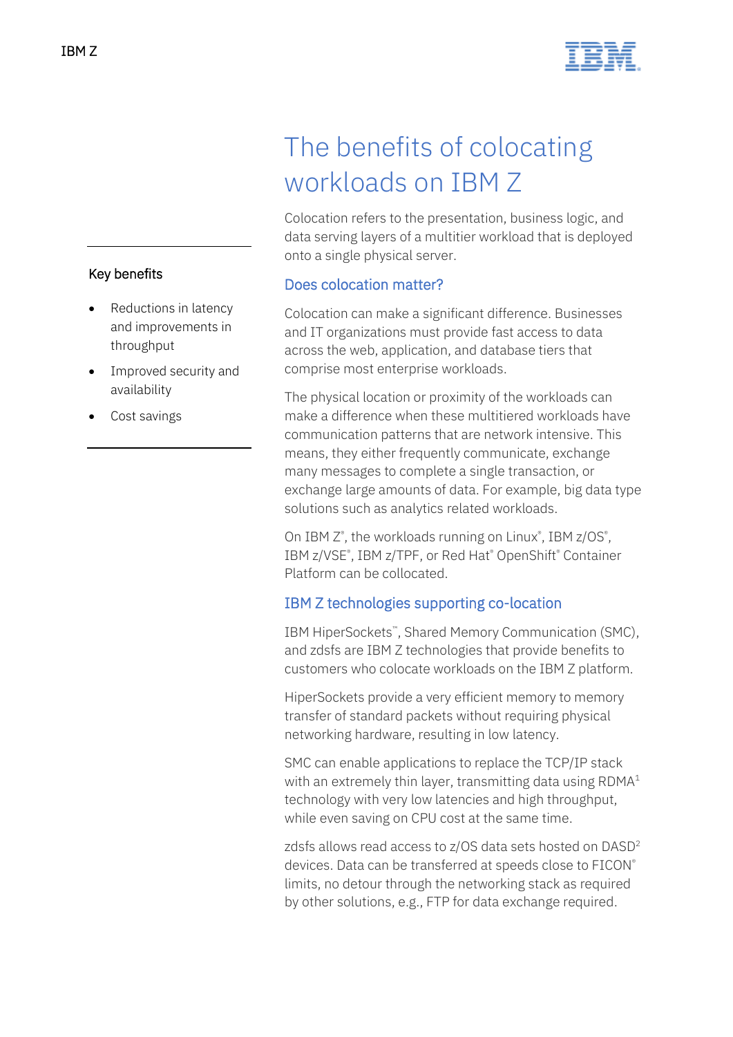# The benefits of colocating workloads on IBM Z

**Key benefits**

- Reductions in latency and improvements in throughput
- Improved security and availability
- Cost savings

Colocation refers to the presentation, business logic, and data serving layers of a multitier workload that is deployed onto a single physical server.

## Does colocation matter?

Colocation can make a significant difference. Businesses and IT organizations must provide fast access to data across the web, application, and database tiers that comprise most enterprise workloads.

The physical location or proximity of the workloads can make a difference when these multitiered workloads have communication patterns that are network intensive. This means, they either frequently communicate, exchange many messages to complete a single transaction, or exchange large amounts of data. For example, big data type solutions such as analytics related workloads.

On IBM Z®, the workloads running on Linux®, IBM z/OS®, IBM z/VSE®, IBM z/TPF, or Red Hat® OpenShift® Container Platform can be collocated.

## IBM Z technologies supporting co-location

IBM HiperSockets™, Shared Memory Communication (SMC), and zdsfs are IBM Z technologies that provide benefits to customers who colocate workloads on the IBM Z platform.

HiperSockets provide a very efficient memory to memory transfer of standard packets without requiring physical networking hardware, resulting in low latency.

SMC can enable applications to replace the TCP/IP stack with an extremely thin layer, transmitting data using RDMA[1] technology with very low latencies and high throughput, while even saving on CPU cost at the same time.

zdsfs allows read access to z/OS data sets hosted on DASD[2] devices. Data can be transferred at speeds close to FICON® limits, no detour through the networking stack as required by other solutions, e.g., FTP for data exchange required.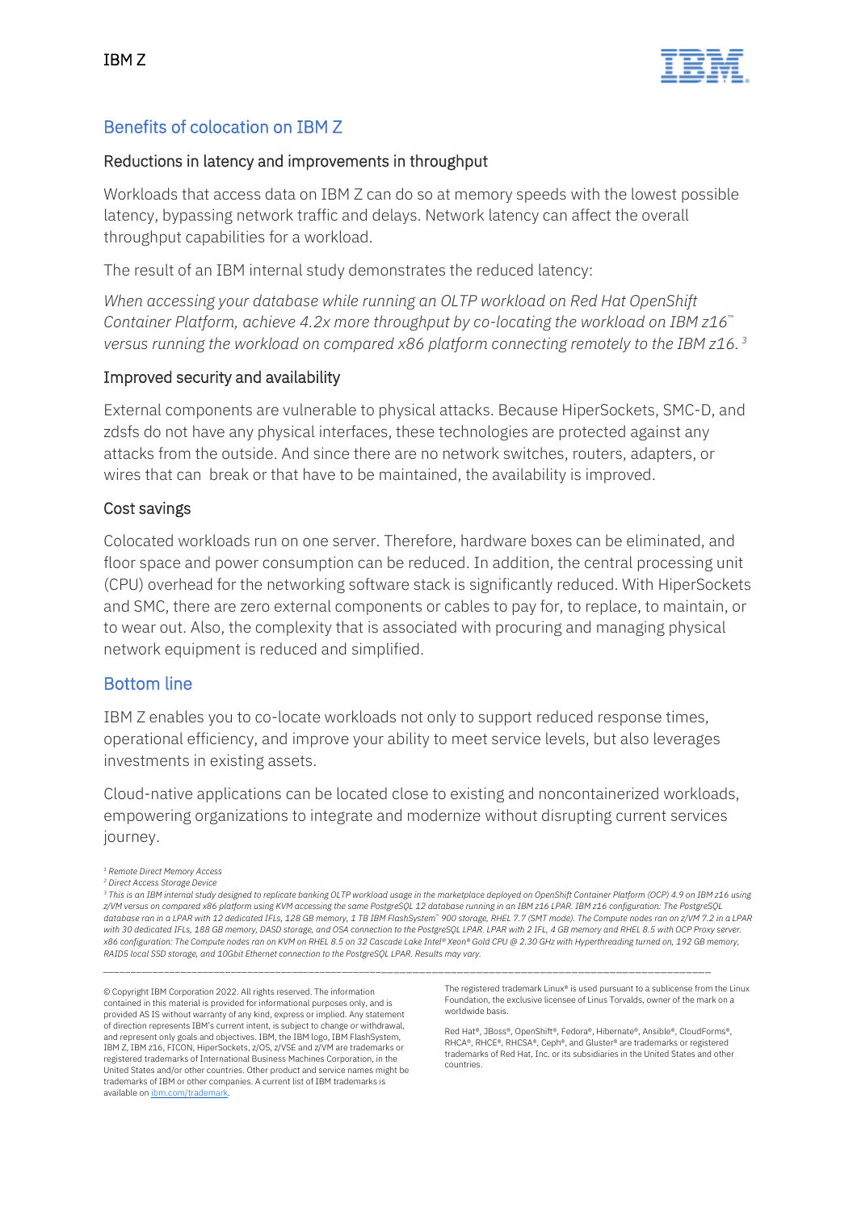## Benefits of colocation on IBM Z

### Reductions in latency and improvements in throughput

Workloads that access data on IBM Z can do so at memory speeds with the lowest possible latency, bypassing network traffic and delays. Network latency can affect the overall throughput capabilities for a workload.

The result of an IBM internal study demonstrates the reduced latency:

*When accessing your database while running an OLTP workload on Red Hat OpenShift Container Platform, achieve 4.2x more throughput by co-locating the workload on IBM z16™ versus running the workload on compared x86 platform connecting remotely to the IBM z16.* [3]

### Improved security and availability

External components are vulnerable to physical attacks. Because HiperSockets, SMC-D, and zdsfs do not have any physical interfaces, these technologies are protected against any attacks from the outside. And since there are no network switches, routers, adapters, or wires that can break or that have to be maintained, the availability is improved.

### Cost savings

Colocated workloads run on one server. Therefore, hardware boxes can be eliminated, and floor space and power consumption can be reduced. In addition, the central processing unit (CPU) overhead for the networking software stack is significantly reduced. With HiperSockets and SMC, there are zero external components or cables to pay for, to replace, to maintain, or to wear out. Also, the complexity that is associated with procuring and managing physical network equipment is reduced and simplified.

## Bottom line

IBM Z enables you to co-locate workloads not only to support reduced response times, operational efficiency, and improve your ability to meet service levels, but also leverages investments in existing assets.

Cloud-native applications can be located close to existing and noncontainerized workloads, empowering organizations to integrate and modernize without disrupting current services journey.

[1] *Remote Direct Memory Access*

[2] *Direct Access Storage Device*

[3] *This is an IBM internal study designed to replicate banking OLTP workload usage in the marketplace deployed on OpenShift Container Platform (OCP) 4.9 on IBM z16 using z/VM versus on compared x86 platform using KVM accessing the same PostgreSQL 12 database running in an IBM z16 LPAR. IBM z16 configuration: The PostgreSQL database ran in a LPAR with 12 dedicated IFLs, 128 GB memory, 1 TB IBM FlashSystem™ 900 storage, RHEL 7.7 (SMT mode). The Compute nodes ran on z/VM 7.2 in a LPAR with 30 dedicated IFLs, 188 GB memory, DASD storage, and OSA connection to the PostgreSQL LPAR. LPAR with 2 IFL, 4 GB memory and RHEL 8.5 with OCP Proxy server. x86 configuration: The Compute nodes ran on KVM on RHEL 8.5 on 32 Cascade Lake Intel® Xeon® Gold CPU @ 2.30 GHz with Hyperthreading turned on, 192 GB memory, RAID5 local SSD storage, and 10Gbit Ethernet connection to the PostgreSQL LPAR. Results may vary.*

© Copyright IBM Corporation 2022. All rights reserved. The information contained in this material is provided for informational purposes only, and is provided AS IS without warranty of any kind, express or implied. Any statement of direction represents IBM's current intent, is subject to change or withdrawal, and represent only goals and objectives. IBM, the IBM logo, IBM FlashSystem, IBM Z, IBM z16, FICON, HiperSockets, z/OS, z/VSE and z/VM are trademarks or registered trademarks of International Business Machines Corporation, in the United States and/or other countries. Other product and service names might be trademarks of IBM or other companies. A current list of IBM trademarks is available on ibm.com/trademark.

The registered trademark Linux® is used pursuant to a sublicense from the Linux Foundation, the exclusive licensee of Linus Torvalds, owner of the mark on a worldwide basis.

Red Hat®, JBoss®, OpenShift®, Fedora®, Hibernate®, Ansible®, CloudForms®, RHCA®, RHCE®, RHCSA®, Ceph®, and Gluster® are trademarks or registered trademarks of Red Hat, Inc. or its subsidiaries in the United States and other countries.